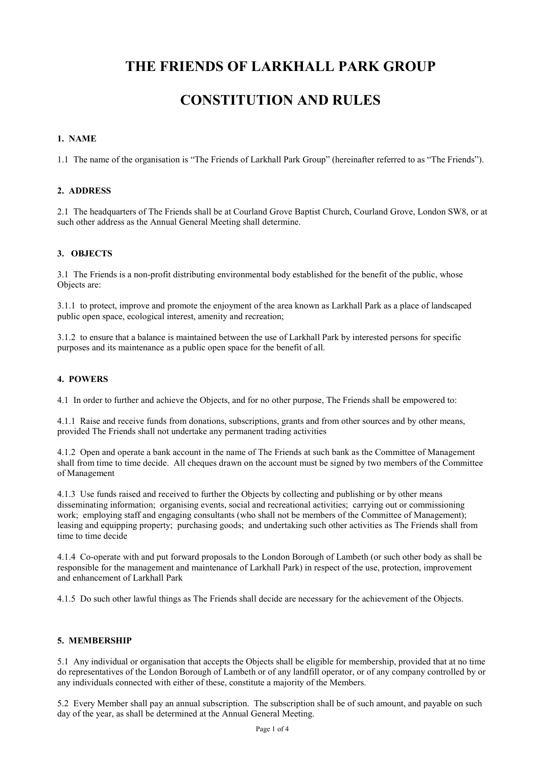# THE FRIENDS OF LARKHALL PARK GROUP

# CONSTITUTION AND RULES

### 1. NAME

1.1 The name of the organisation is "The Friends of Larkhall Park Group" (hereinafter referred to as "The Friends").

### 2. ADDRESS

2.1 The headquarters of The Friends shall be at Courland Grove Baptist Church, Courland Grove, London SW8, or at such other address as the Annual General Meeting shall determine.

### 3. OBJECTS

3.1 The Friends is a non-profit distributing environmental body established for the benefit of the public, whose Objects are:

3.1.1 to protect, improve and promote the enjoyment of the area known as Larkhall Park as a place of landscaped public open space, ecological interest, amenity and recreation;

3.1.2 to ensure that a balance is maintained between the use of Larkhall Park by interested persons for specific purposes and its maintenance as a public open space for the benefit of all.

### 4. POWERS

4.1 In order to further and achieve the Objects, and for no other purpose, The Friends shall be empowered to:

4.1.1 Raise and receive funds from donations, subscriptions, grants and from other sources and by other means, provided The Friends shall not undertake any permanent trading activities

4.1.2 Open and operate a bank account in the name of The Friends at such bank as the Committee of Management shall from time to time decide. All cheques drawn on the account must be signed by two members of the Committee of Management

4.1.3 Use funds raised and received to further the Objects by collecting and publishing or by other means disseminating information; organising events, social and recreational activities; carrying out or commissioning work; employing staff and engaging consultants (who shall not be members of the Committee of Management); leasing and equipping property; purchasing goods; and undertaking such other activities as The Friends shall from time to time decide

4.1.4 Co-operate with and put forward proposals to the London Borough of Lambeth (or such other body as shall be responsible for the management and maintenance of Larkhall Park) in respect of the use, protection, improvement and enhancement of Larkhall Park

4.1.5 Do such other lawful things as The Friends shall decide are necessary for the achievement of the Objects.

### 5. MEMBERSHIP

5.1 Any individual or organisation that accepts the Objects shall be eligible for membership, provided that at no time do representatives of the London Borough of Lambeth or of any landfill operator, or of any company controlled by or any individuals connected with either of these, constitute a majority of the Members.

5.2 Every Member shall pay an annual subscription. The subscription shall be of such amount, and payable on such day of the year, as shall be determined at the Annual General Meeting.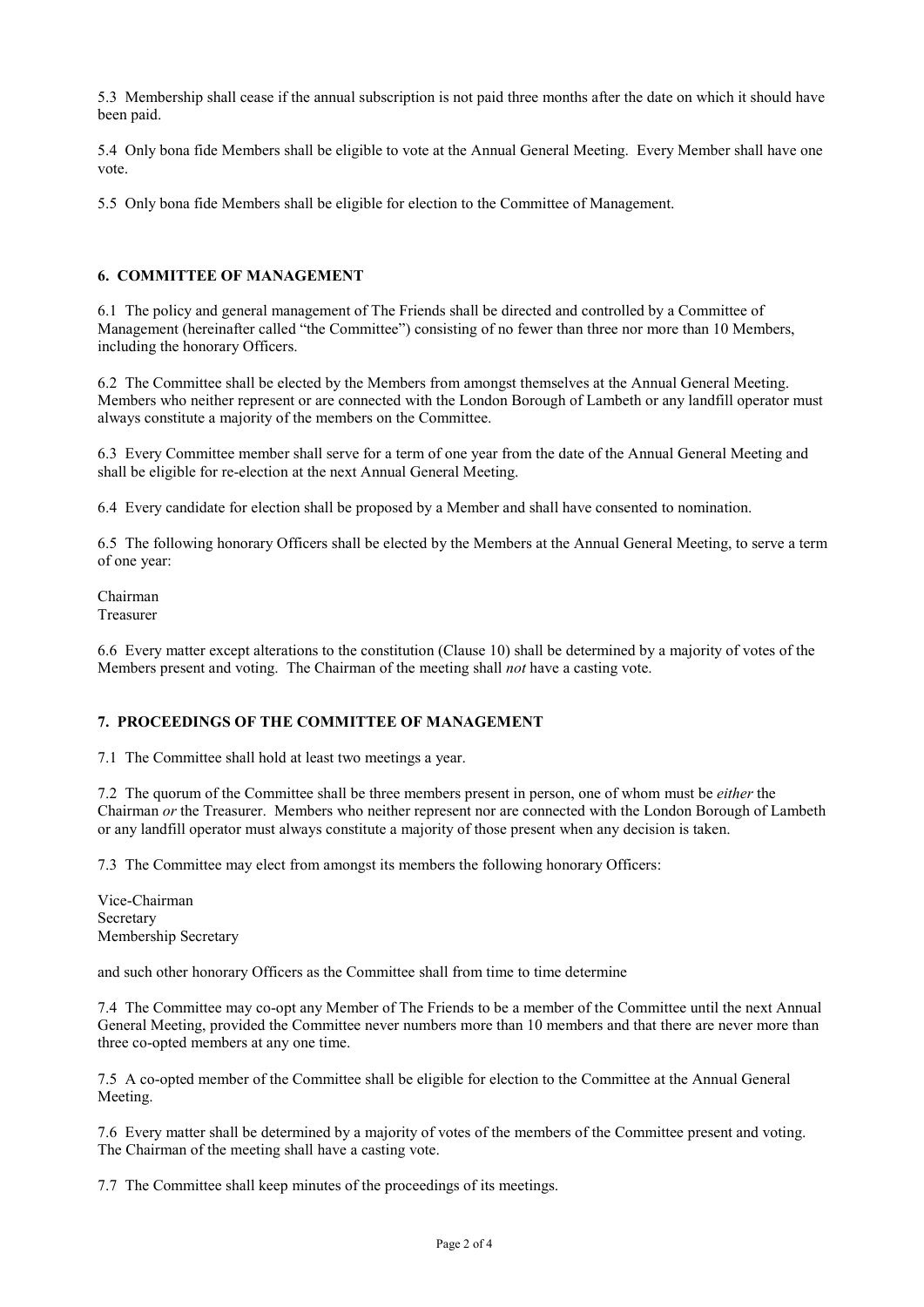5.3 Membership shall cease if the annual subscription is not paid three months after the date on which it should have been paid.

5.4 Only bona fide Members shall be eligible to vote at the Annual General Meeting. Every Member shall have one vote.

5.5 Only bona fide Members shall be eligible for election to the Committee of Management.

## 6. COMMITTEE OF MANAGEMENT

6.1 The policy and general management of The Friends shall be directed and controlled by a Committee of Management (hereinafter called "the Committee") consisting of no fewer than three nor more than 10 Members, including the honorary Officers.

6.2 The Committee shall be elected by the Members from amongst themselves at the Annual General Meeting. Members who neither represent or are connected with the London Borough of Lambeth or any landfill operator must always constitute a majority of the members on the Committee.

6.3 Every Committee member shall serve for a term of one year from the date of the Annual General Meeting and shall be eligible for re-election at the next Annual General Meeting.

6.4 Every candidate for election shall be proposed by a Member and shall have consented to nomination.

6.5 The following honorary Officers shall be elected by the Members at the Annual General Meeting, to serve a term of one year:

Chairman
Treasurer

6.6 Every matter except alterations to the constitution (Clause 10) shall be determined by a majority of votes of the Members present and voting. The Chairman of the meeting shall *not* have a casting vote.

## 7. PROCEEDINGS OF THE COMMITTEE OF MANAGEMENT

7.1 The Committee shall hold at least two meetings a year.

7.2 The quorum of the Committee shall be three members present in person, one of whom must be *either* the Chairman *or* the Treasurer. Members who neither represent nor are connected with the London Borough of Lambeth or any landfill operator must always constitute a majority of those present when any decision is taken.

7.3 The Committee may elect from amongst its members the following honorary Officers:

Vice-Chairman
Secretary
Membership Secretary

and such other honorary Officers as the Committee shall from time to time determine

7.4 The Committee may co-opt any Member of The Friends to be a member of the Committee until the next Annual General Meeting, provided the Committee never numbers more than 10 members and that there are never more than three co-opted members at any one time.

7.5 A co-opted member of the Committee shall be eligible for election to the Committee at the Annual General Meeting.

7.6 Every matter shall be determined by a majority of votes of the members of the Committee present and voting. The Chairman of the meeting shall have a casting vote.

7.7 The Committee shall keep minutes of the proceedings of its meetings.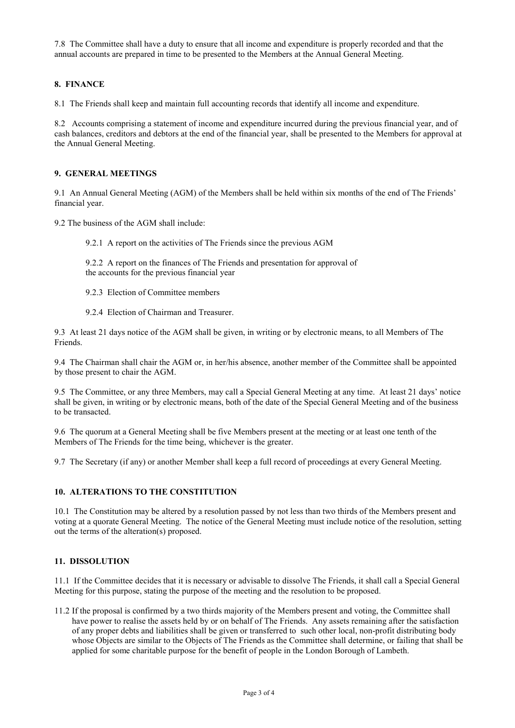7.8 The Committee shall have a duty to ensure that all income and expenditure is properly recorded and that the annual accounts are prepared in time to be presented to the Members at the Annual General Meeting.

## 8. FINANCE

8.1 The Friends shall keep and maintain full accounting records that identify all income and expenditure.

8.2 Accounts comprising a statement of income and expenditure incurred during the previous financial year, and of cash balances, creditors and debtors at the end of the financial year, shall be presented to the Members for approval at the Annual General Meeting.

## 9. GENERAL MEETINGS

9.1 An Annual General Meeting (AGM) of the Members shall be held within six months of the end of The Friends' financial year.

9.2 The business of the AGM shall include:

> 9.2.1 A report on the activities of The Friends since the previous AGM
>
> 9.2.2 A report on the finances of The Friends and presentation for approval of the accounts for the previous financial year
>
> 9.2.3 Election of Committee members
>
> 9.2.4 Election of Chairman and Treasurer.

9.3 At least 21 days notice of the AGM shall be given, in writing or by electronic means, to all Members of The Friends.

9.4 The Chairman shall chair the AGM or, in her/his absence, another member of the Committee shall be appointed by those present to chair the AGM.

9.5 The Committee, or any three Members, may call a Special General Meeting at any time. At least 21 days' notice shall be given, in writing or by electronic means, both of the date of the Special General Meeting and of the business to be transacted.

9.6 The quorum at a General Meeting shall be five Members present at the meeting or at least one tenth of the Members of The Friends for the time being, whichever is the greater.

9.7 The Secretary (if any) or another Member shall keep a full record of proceedings at every General Meeting.

## 10. ALTERATIONS TO THE CONSTITUTION

10.1 The Constitution may be altered by a resolution passed by not less than two thirds of the Members present and voting at a quorate General Meeting. The notice of the General Meeting must include notice of the resolution, setting out the terms of the alteration(s) proposed.

## 11. DISSOLUTION

11.1 If the Committee decides that it is necessary or advisable to dissolve The Friends, it shall call a Special General Meeting for this purpose, stating the purpose of the meeting and the resolution to be proposed.

11.2 If the proposal is confirmed by a two thirds majority of the Members present and voting, the Committee shall have power to realise the assets held by or on behalf of The Friends. Any assets remaining after the satisfaction of any proper debts and liabilities shall be given or transferred to such other local, non-profit distributing body whose Objects are similar to the Objects of The Friends as the Committee shall determine, or failing that shall be applied for some charitable purpose for the benefit of people in the London Borough of Lambeth.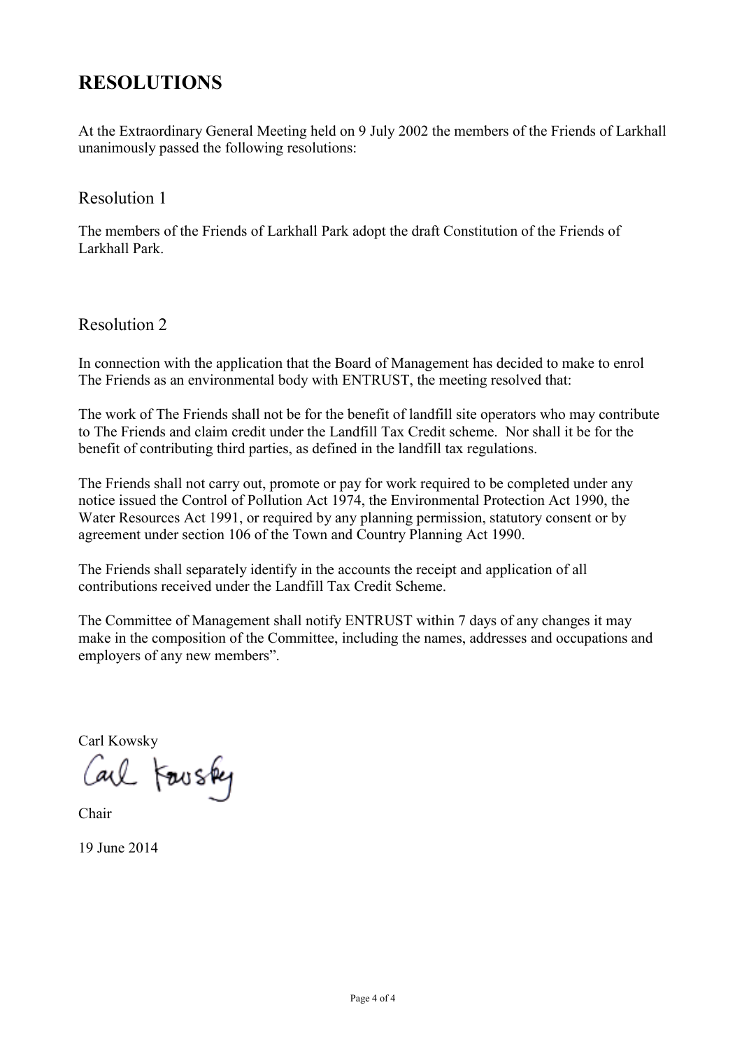# RESOLUTIONS

At the Extraordinary General Meeting held on 9 July 2002 the members of the Friends of Larkhall unanimously passed the following resolutions:

## Resolution 1

The members of the Friends of Larkhall Park adopt the draft Constitution of the Friends of Larkhall Park.

## Resolution 2

In connection with the application that the Board of Management has decided to make to enrol The Friends as an environmental body with ENTRUST, the meeting resolved that:

The work of The Friends shall not be for the benefit of landfill site operators who may contribute to The Friends and claim credit under the Landfill Tax Credit scheme. Nor shall it be for the benefit of contributing third parties, as defined in the landfill tax regulations.

The Friends shall not carry out, promote or pay for work required to be completed under any notice issued the Control of Pollution Act 1974, the Environmental Protection Act 1990, the Water Resources Act 1991, or required by any planning permission, statutory consent or by agreement under section 106 of the Town and Country Planning Act 1990.

The Friends shall separately identify in the accounts the receipt and application of all contributions received under the Landfill Tax Credit Scheme.

The Committee of Management shall notify ENTRUST within 7 days of any changes it may make in the composition of the Committee, including the names, addresses and occupations and employers of any new members".

Carl Kowsky

Carl Kowsky

Chair

19 June 2014